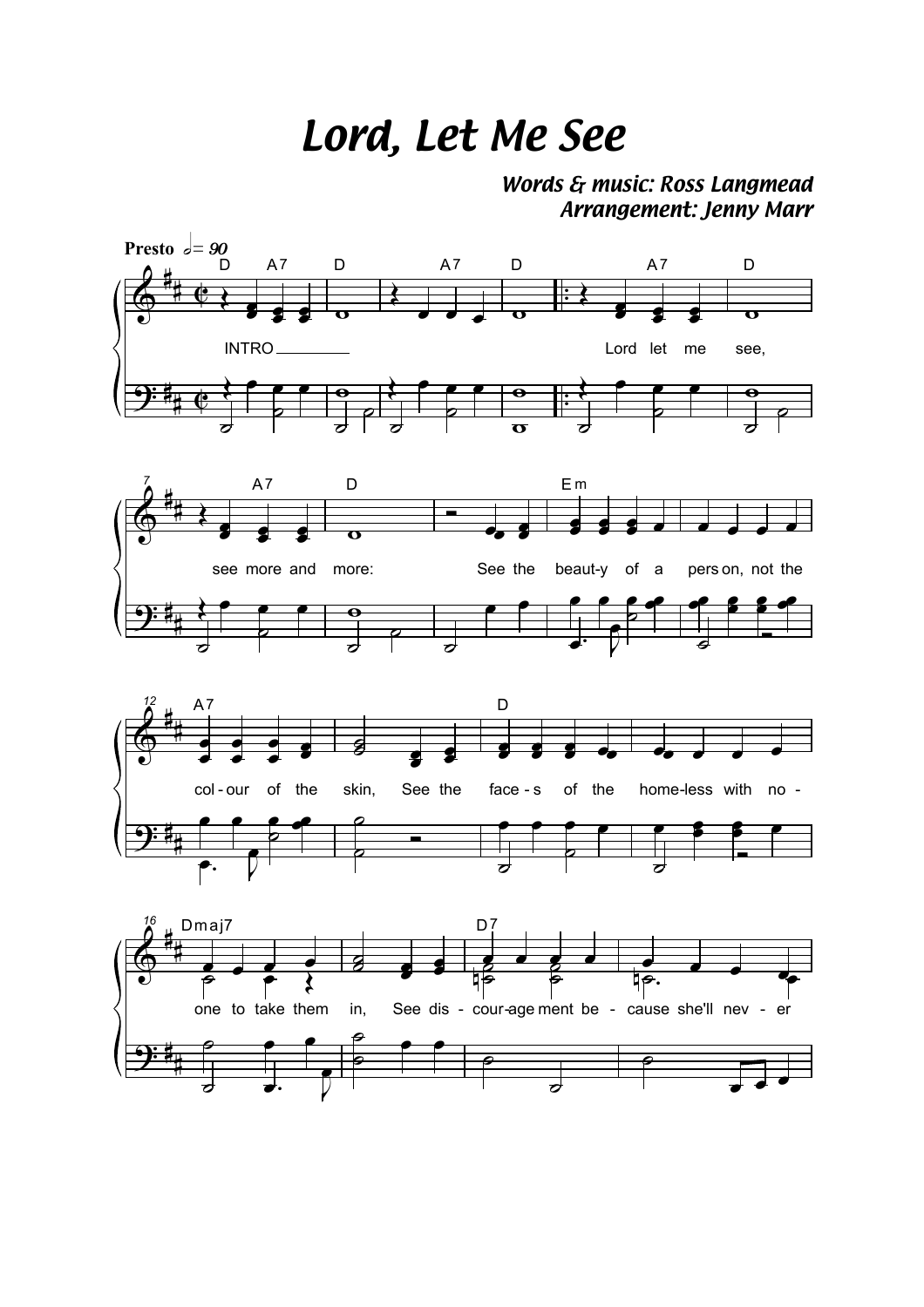# Lord, Let Me See

*Words & music: Ross Langmead*
*Arrangement: Jenny Marr*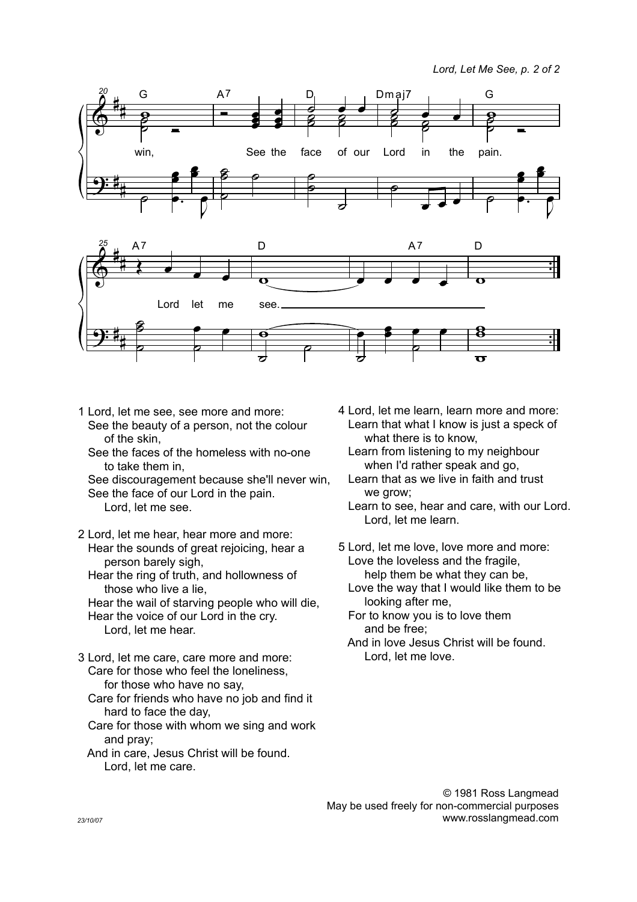win, See the face of our Lord in the pain.

Lord let me see.

1 Lord, let me see, see more and more:
See the beauty of a person, not the colour of the skin,
See the faces of the homeless with no-one to take them in,
See discouragement because she'll never win,
See the face of our Lord in the pain.
Lord, let me see.

2 Lord, let me hear, hear more and more:
Hear the sounds of great rejoicing, hear a person barely sigh,
Hear the ring of truth, and hollowness of those who live a lie,
Hear the wail of starving people who will die,
Hear the voice of our Lord in the cry.
Lord, let me hear.

3 Lord, let me care, care more and more:
Care for those who feel the loneliness, for those who have no say,
Care for friends who have no job and find it hard to face the day,
Care for those with whom we sing and work and pray;
And in care, Jesus Christ will be found.
Lord, let me care.

4 Lord, let me learn, learn more and more:
Learn that what I know is just a speck of what there is to know,
Learn from listening to my neighbour when I'd rather speak and go,
Learn that as we live in faith and trust we grow;
Learn to see, hear and care, with our Lord.
Lord, let me learn.

5 Lord, let me love, love more and more:
Love the loveless and the fragile, help them be what they can be,
Love the way that I would like them to be looking after me,
For to know you is to love them and be free;
And in love Jesus Christ will be found.
Lord, let me love.

© 1981 Ross Langmead
May be used freely for non-commercial purposes
www.rosslangmead.com

23/10/07